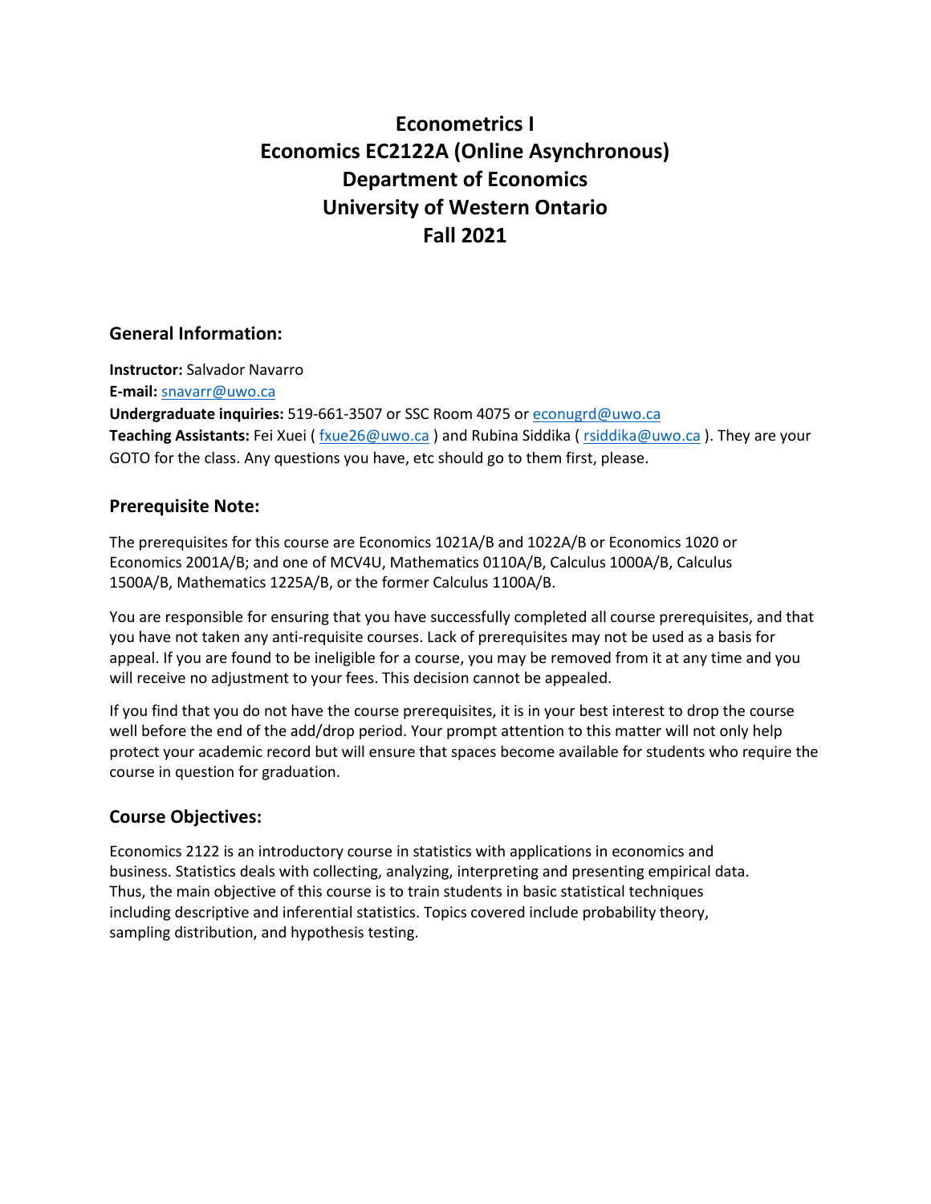# Econometrics I
# Economics EC2122A (Online Asynchronous)
# Department of Economics
# University of Western Ontario
# Fall 2021

## General Information:

**Instructor:** Salvador Navarro

**E-mail:** snavarr@uwo.ca

**Undergraduate inquiries:** 519-661-3507 or SSC Room 4075 or econugrd@uwo.ca

**Teaching Assistants:** Fei Xuei ( fxue26@uwo.ca ) and Rubina Siddika ( rsiddika@uwo.ca ). They are your GOTO for the class. Any questions you have, etc should go to them first, please.

## Prerequisite Note:

The prerequisites for this course are Economics 1021A/B and 1022A/B or Economics 1020 or Economics 2001A/B; and one of MCV4U, Mathematics 0110A/B, Calculus 1000A/B, Calculus 1500A/B, Mathematics 1225A/B, or the former Calculus 1100A/B.

You are responsible for ensuring that you have successfully completed all course prerequisites, and that you have not taken any anti-requisite courses. Lack of prerequisites may not be used as a basis for appeal. If you are found to be ineligible for a course, you may be removed from it at any time and you will receive no adjustment to your fees. This decision cannot be appealed.

If you find that you do not have the course prerequisites, it is in your best interest to drop the course well before the end of the add/drop period. Your prompt attention to this matter will not only help protect your academic record but will ensure that spaces become available for students who require the course in question for graduation.

## Course Objectives:

Economics 2122 is an introductory course in statistics with applications in economics and business. Statistics deals with collecting, analyzing, interpreting and presenting empirical data. Thus, the main objective of this course is to train students in basic statistical techniques including descriptive and inferential statistics. Topics covered include probability theory, sampling distribution, and hypothesis testing.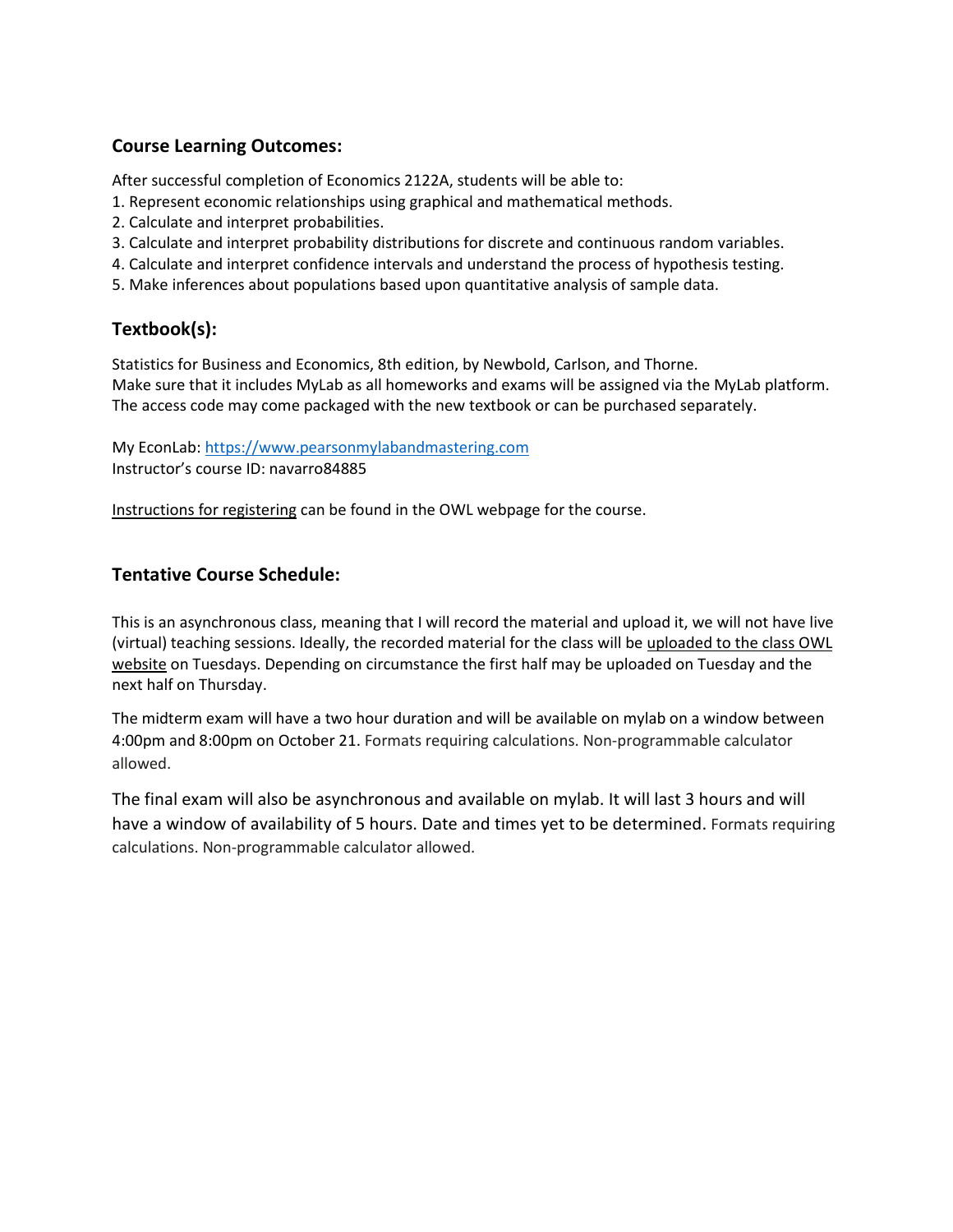## Course Learning Outcomes:

After successful completion of Economics 2122A, students will be able to:

1. Represent economic relationships using graphical and mathematical methods.
2. Calculate and interpret probabilities.
3. Calculate and interpret probability distributions for discrete and continuous random variables.
4. Calculate and interpret confidence intervals and understand the process of hypothesis testing.
5. Make inferences about populations based upon quantitative analysis of sample data.

## Textbook(s):

Statistics for Business and Economics, 8th edition, by Newbold, Carlson, and Thorne.
Make sure that it includes MyLab as all homeworks and exams will be assigned via the MyLab platform.
The access code may come packaged with the new textbook or can be purchased separately.

My EconLab: https://www.pearsonmylabandmastering.com
Instructor's course ID: navarro84885

Instructions for registering can be found in the OWL webpage for the course.

## Tentative Course Schedule:

This is an asynchronous class, meaning that I will record the material and upload it, we will not have live (virtual) teaching sessions. Ideally, the recorded material for the class will be uploaded to the class OWL website on Tuesdays. Depending on circumstance the first half may be uploaded on Tuesday and the next half on Thursday.

The midterm exam will have a two hour duration and will be available on mylab on a window between 4:00pm and 8:00pm on October 21. Formats requiring calculations. Non-programmable calculator allowed.

The final exam will also be asynchronous and available on mylab. It will last 3 hours and will have a window of availability of 5 hours. Date and times yet to be determined. Formats requiring calculations. Non-programmable calculator allowed.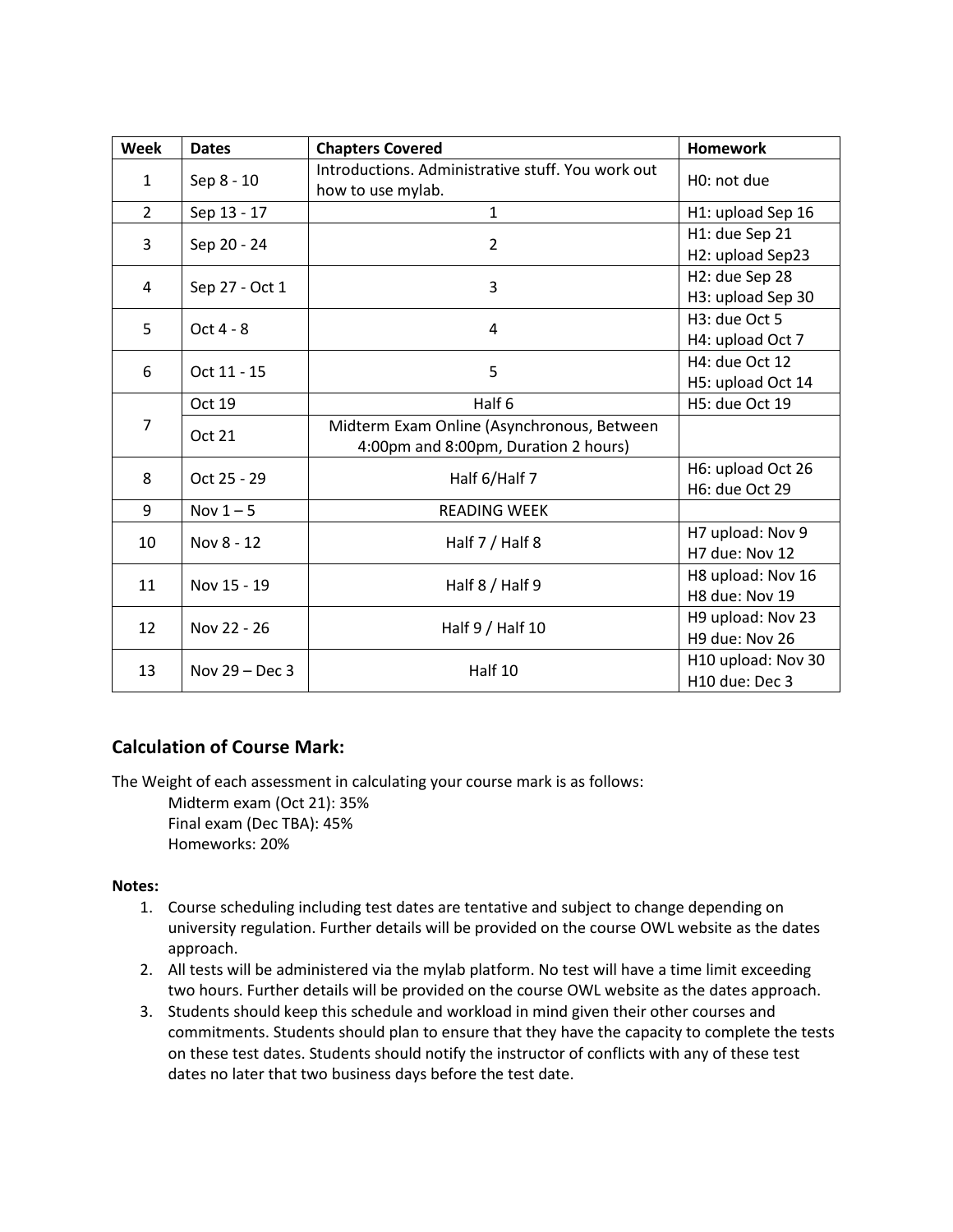| Week | Dates | Chapters Covered | Homework |
|---|---|---|---|
| 1 | Sep 8 - 10 | Introductions. Administrative stuff. You work out how to use mylab. | H0: not due |
| 2 | Sep 13 - 17 | 1 | H1: upload Sep 16 |
| 3 | Sep 20 - 24 | 2 | H1: due Sep 21<br>H2: upload Sep23 |
| 4 | Sep 27 - Oct 1 | 3 | H2: due Sep 28<br>H3: upload Sep 30 |
| 5 | Oct 4 - 8 | 4 | H3: due Oct 5<br>H4: upload Oct 7 |
| 6 | Oct 11 - 15 | 5 | H4: due Oct 12<br>H5: upload Oct 14 |
| 7 | Oct 19 | Half 6 | H5: due Oct 19 |
| | Oct 21 | Midterm Exam Online (Asynchronous, Between 4:00pm and 8:00pm, Duration 2 hours) | |
| 8 | Oct 25 - 29 | Half 6/Half 7 | H6: upload Oct 26<br>H6: due Oct 29 |
| 9 | Nov 1 – 5 | READING WEEK | |
| 10 | Nov 8 - 12 | Half 7 / Half 8 | H7 upload: Nov 9<br>H7 due: Nov 12 |
| 11 | Nov 15 - 19 | Half 8 / Half 9 | H8 upload: Nov 16<br>H8 due: Nov 19 |
| 12 | Nov 22 - 26 | Half 9 / Half 10 | H9 upload: Nov 23<br>H9 due: Nov 26 |
| 13 | Nov 29 – Dec 3 | Half 10 | H10 upload: Nov 30<br>H10 due: Dec 3 |

## Calculation of Course Mark:

The Weight of each assessment in calculating your course mark is as follows:

Midterm exam (Oct 21): 35%
Final exam (Dec TBA): 45%
Homeworks: 20%

**Notes:**

1. Course scheduling including test dates are tentative and subject to change depending on university regulation. Further details will be provided on the course OWL website as the dates approach.
2. All tests will be administered via the mylab platform. No test will have a time limit exceeding two hours. Further details will be provided on the course OWL website as the dates approach.
3. Students should keep this schedule and workload in mind given their other courses and commitments. Students should plan to ensure that they have the capacity to complete the tests on these test dates. Students should notify the instructor of conflicts with any of these test dates no later that two business days before the test date.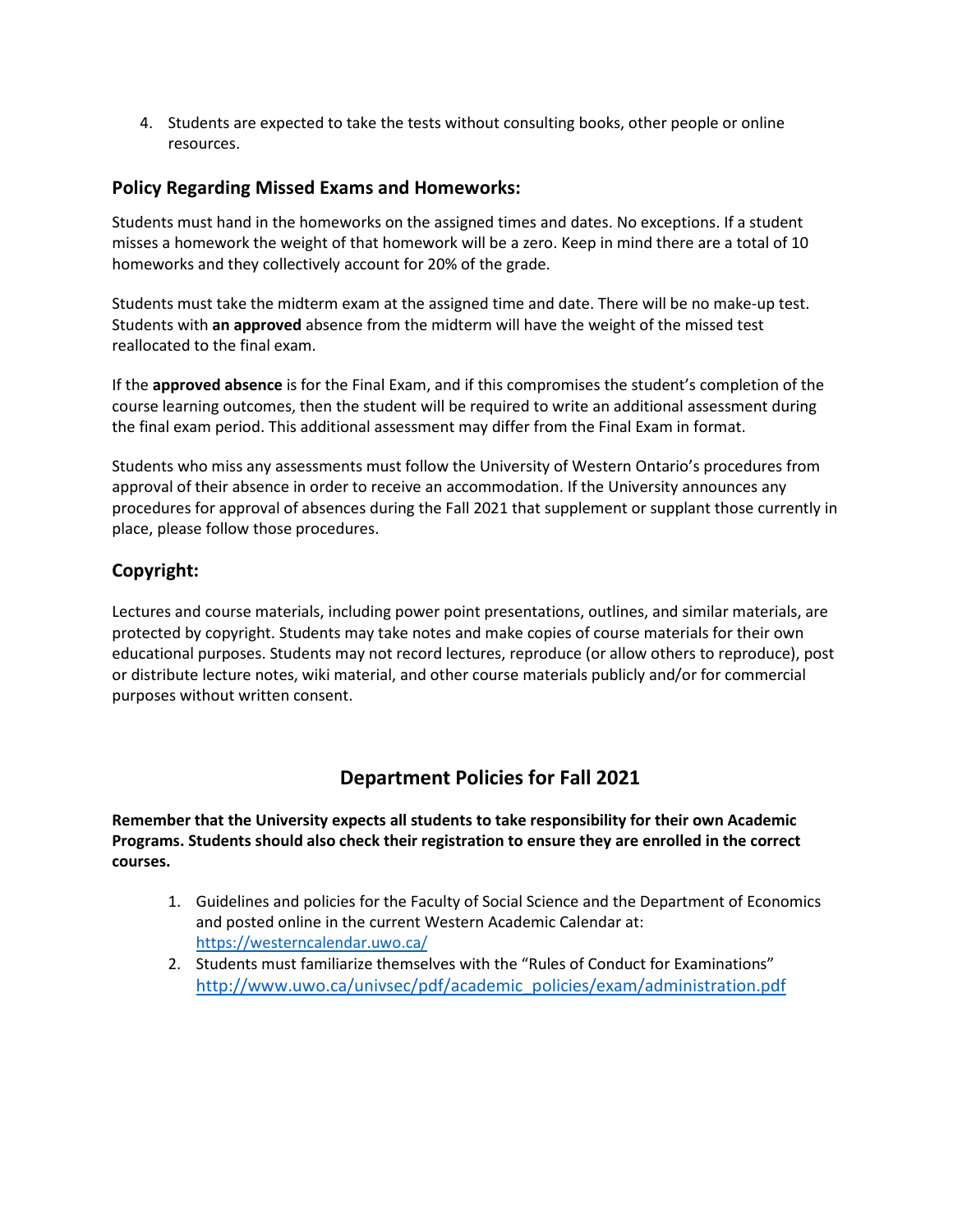4. Students are expected to take the tests without consulting books, other people or online resources.

### Policy Regarding Missed Exams and Homeworks:

Students must hand in the homeworks on the assigned times and dates. No exceptions. If a student misses a homework the weight of that homework will be a zero. Keep in mind there are a total of 10 homeworks and they collectively account for 20% of the grade.

Students must take the midterm exam at the assigned time and date. There will be no make-up test. Students with **an approved** absence from the midterm will have the weight of the missed test reallocated to the final exam.

If the **approved absence** is for the Final Exam, and if this compromises the student's completion of the course learning outcomes, then the student will be required to write an additional assessment during the final exam period. This additional assessment may differ from the Final Exam in format.

Students who miss any assessments must follow the University of Western Ontario's procedures from approval of their absence in order to receive an accommodation. If the University announces any procedures for approval of absences during the Fall 2021 that supplement or supplant those currently in place, please follow those procedures.

### Copyright:

Lectures and course materials, including power point presentations, outlines, and similar materials, are protected by copyright. Students may take notes and make copies of course materials for their own educational purposes. Students may not record lectures, reproduce (or allow others to reproduce), post or distribute lecture notes, wiki material, and other course materials publicly and/or for commercial purposes without written consent.

## Department Policies for Fall 2021

**Remember that the University expects all students to take responsibility for their own Academic Programs. Students should also check their registration to ensure they are enrolled in the correct courses.**

1. Guidelines and policies for the Faculty of Social Science and the Department of Economics and posted online in the current Western Academic Calendar at: https://westerncalendar.uwo.ca/
2. Students must familiarize themselves with the "Rules of Conduct for Examinations" http://www.uwo.ca/univsec/pdf/academic_policies/exam/administration.pdf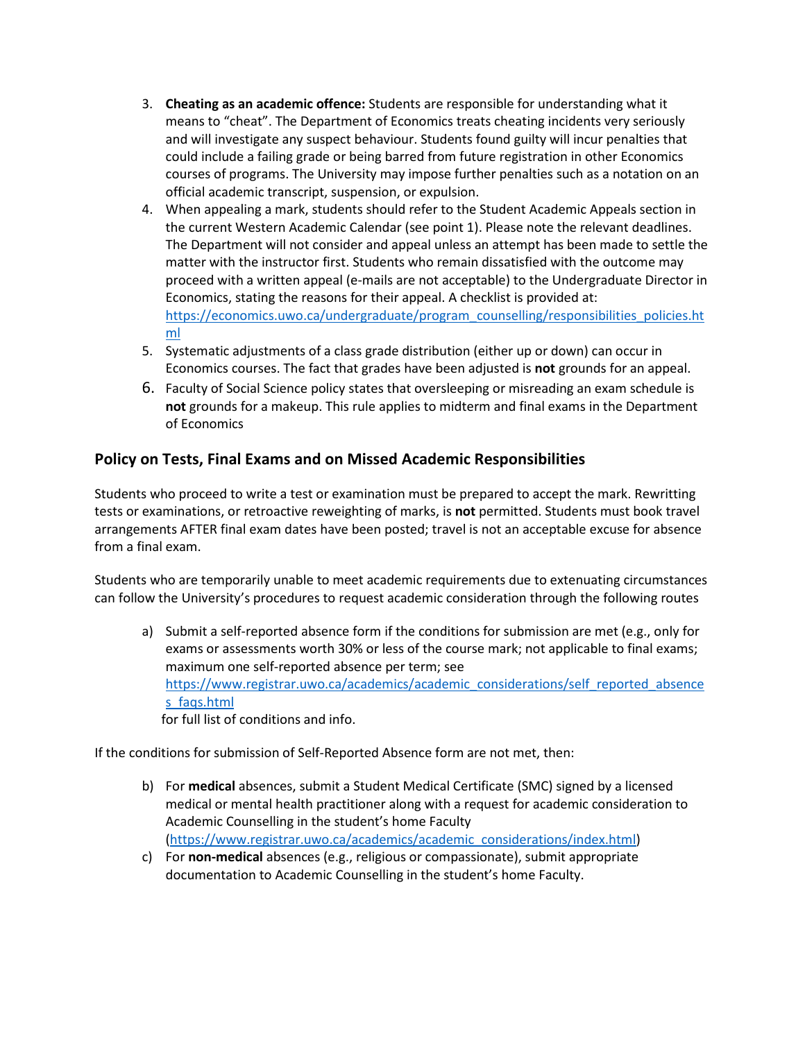3. **Cheating as an academic offence:** Students are responsible for understanding what it means to "cheat". The Department of Economics treats cheating incidents very seriously and will investigate any suspect behaviour. Students found guilty will incur penalties that could include a failing grade or being barred from future registration in other Economics courses of programs. The University may impose further penalties such as a notation on an official academic transcript, suspension, or expulsion.
4. When appealing a mark, students should refer to the Student Academic Appeals section in the current Western Academic Calendar (see point 1). Please note the relevant deadlines. The Department will not consider and appeal unless an attempt has been made to settle the matter with the instructor first. Students who remain dissatisfied with the outcome may proceed with a written appeal (e-mails are not acceptable) to the Undergraduate Director in Economics, stating the reasons for their appeal. A checklist is provided at: https://economics.uwo.ca/undergraduate/program_counselling/responsibilities_policies.html
5. Systematic adjustments of a class grade distribution (either up or down) can occur in Economics courses. The fact that grades have been adjusted is **not** grounds for an appeal.
6. Faculty of Social Science policy states that oversleeping or misreading an exam schedule is **not** grounds for a makeup. This rule applies to midterm and final exams in the Department of Economics

## Policy on Tests, Final Exams and on Missed Academic Responsibilities

Students who proceed to write a test or examination must be prepared to accept the mark. Rewritting tests or examinations, or retroactive reweighting of marks, is **not** permitted. Students must book travel arrangements AFTER final exam dates have been posted; travel is not an acceptable excuse for absence from a final exam.

Students who are temporarily unable to meet academic requirements due to extenuating circumstances can follow the University's procedures to request academic consideration through the following routes

a) Submit a self-reported absence form if the conditions for submission are met (e.g., only for exams or assessments worth 30% or less of the course mark; not applicable to final exams; maximum one self-reported absence per term; see https://www.registrar.uwo.ca/academics/academic_considerations/self_reported_absences_faqs.html
for full list of conditions and info.

If the conditions for submission of Self-Reported Absence form are not met, then:

b) For **medical** absences, submit a Student Medical Certificate (SMC) signed by a licensed medical or mental health practitioner along with a request for academic consideration to Academic Counselling in the student's home Faculty (https://www.registrar.uwo.ca/academics/academic_considerations/index.html)
c) For **non-medical** absences (e.g., religious or compassionate), submit appropriate documentation to Academic Counselling in the student's home Faculty.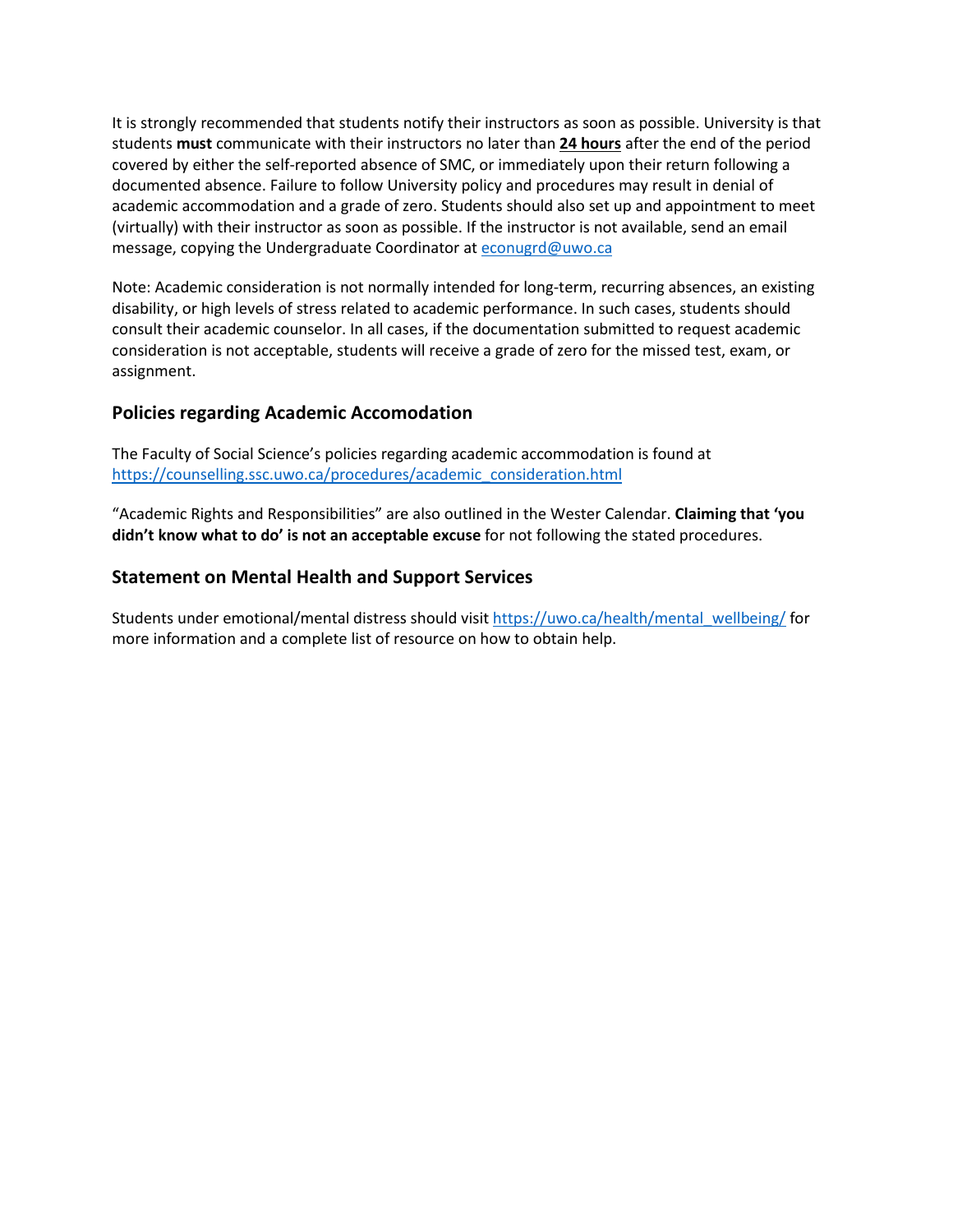It is strongly recommended that students notify their instructors as soon as possible. University is that students **must** communicate with their instructors no later than **24 hours** after the end of the period covered by either the self-reported absence of SMC, or immediately upon their return following a documented absence. Failure to follow University policy and procedures may result in denial of academic accommodation and a grade of zero. Students should also set up and appointment to meet (virtually) with their instructor as soon as possible. If the instructor is not available, send an email message, copying the Undergraduate Coordinator at [econugrd@uwo.ca](mailto:econugrd@uwo.ca)

Note: Academic consideration is not normally intended for long-term, recurring absences, an existing disability, or high levels of stress related to academic performance. In such cases, students should consult their academic counselor. In all cases, if the documentation submitted to request academic consideration is not acceptable, students will receive a grade of zero for the missed test, exam, or assignment.

## Policies regarding Academic Accomodation

The Faculty of Social Science's policies regarding academic accommodation is found at https://counselling.ssc.uwo.ca/procedures/academic_consideration.html

"Academic Rights and Responsibilities" are also outlined in the Wester Calendar. **Claiming that 'you didn't know what to do' is not an acceptable excuse** for not following the stated procedures.

## Statement on Mental Health and Support Services

Students under emotional/mental distress should visit https://uwo.ca/health/mental_wellbeing/ for more information and a complete list of resource on how to obtain help.